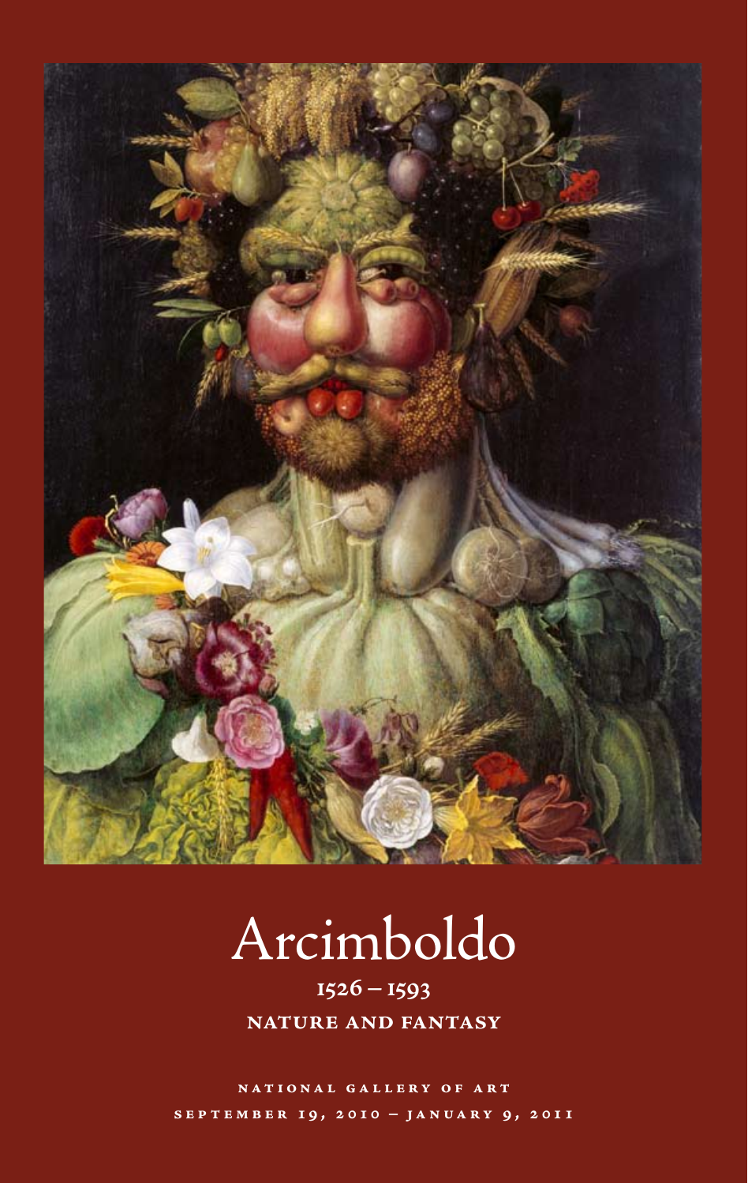# Arcimboldo

## 1526 – 1593

## NATURE AND FANTASY

NATIONAL GALLERY OF ART

SEPTEMBER 19, 2010 – JANUARY 9, 2011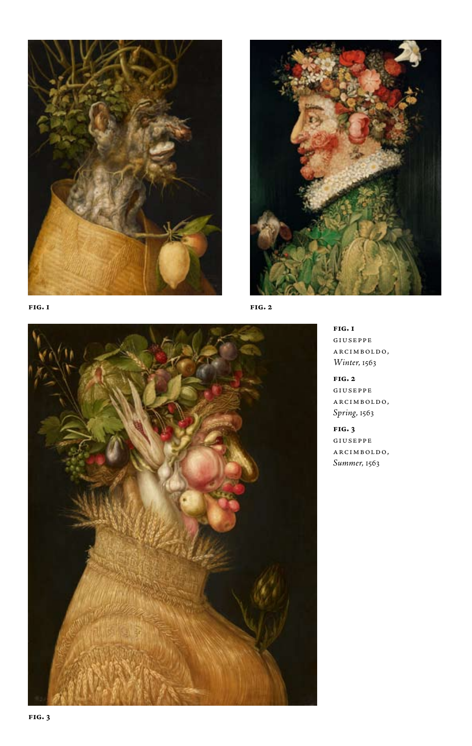FIG. 1

FIG. 2

FIG. 3

**FIG. 1**
GIUSEPPE ARCIMBOLDO, *Winter*, 1563

**FIG. 2**
GIUSEPPE ARCIMBOLDO, *Spring*, 1563

**FIG. 3**
GIUSEPPE ARCIMBOLDO, *Summer*, 1563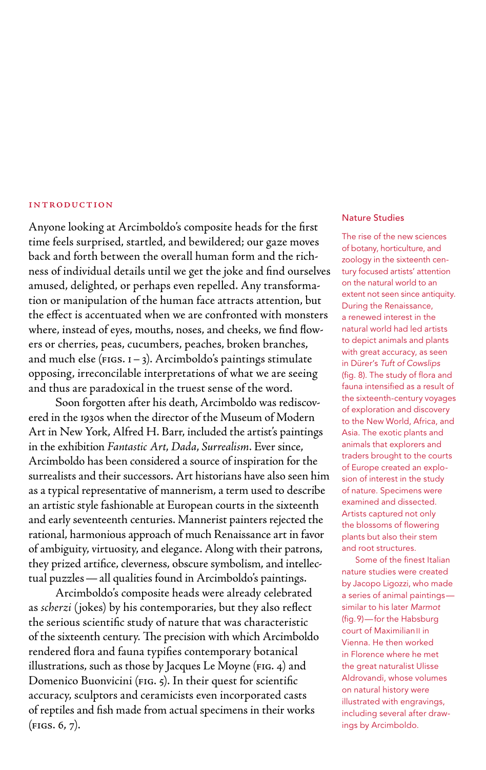## INTRODUCTION

Anyone looking at Arcimboldo's composite heads for the first time feels surprised, startled, and bewildered; our gaze moves back and forth between the overall human form and the richness of individual details until we get the joke and find ourselves amused, delighted, or perhaps even repelled. Any transformation or manipulation of the human face attracts attention, but the effect is accentuated when we are confronted with monsters where, instead of eyes, mouths, noses, and cheeks, we find flowers or cherries, peas, cucumbers, peaches, broken branches, and much else (FIGS. 1–3). Arcimboldo's paintings stimulate opposing, irreconcilable interpretations of what we are seeing and thus are paradoxical in the truest sense of the word.

Soon forgotten after his death, Arcimboldo was rediscovered in the 1930s when the director of the Museum of Modern Art in New York, Alfred H. Barr, included the artist's paintings in the exhibition *Fantastic Art, Dada, Surrealism*. Ever since, Arcimboldo has been considered a source of inspiration for the surrealists and their successors. Art historians have also seen him as a typical representative of mannerism, a term used to describe an artistic style fashionable at European courts in the sixteenth and early seventeenth centuries. Mannerist painters rejected the rational, harmonious approach of much Renaissance art in favor of ambiguity, virtuosity, and elegance. Along with their patrons, they prized artifice, cleverness, obscure symbolism, and intellectual puzzles—all qualities found in Arcimboldo's paintings.

Arcimboldo's composite heads were already celebrated as *scherzi* (jokes) by his contemporaries, but they also reflect the serious scientific study of nature that was characteristic of the sixteenth century. The precision with which Arcimboldo rendered flora and fauna typifies contemporary botanical illustrations, such as those by Jacques Le Moyne (FIG. 4) and Domenico Buonvicini (FIG. 5). In their quest for scientific accuracy, sculptors and ceramicists even incorporated casts of reptiles and fish made from actual specimens in their works (FIGS. 6, 7).

### Nature Studies

The rise of the new sciences of botany, horticulture, and zoology in the sixteenth century focused artists' attention on the natural world to an extent not seen since antiquity. During the Renaissance, a renewed interest in the natural world had led artists to depict animals and plants with great accuracy, as seen in Dürer's *Tuft of Cowslips* (fig. 8). The study of flora and fauna intensified as a result of the sixteenth-century voyages of exploration and discovery to the New World, Africa, and Asia. The exotic plants and animals that explorers and traders brought to the courts of Europe created an explosion of interest in the study of nature. Specimens were examined and dissected. Artists captured not only the blossoms of flowering plants but also their stem and root structures.

Some of the finest Italian nature studies were created by Jacopo Ligozzi, who made a series of animal paintings—similar to his later *Marmot* (fig. 9)—for the Habsburg court of Maximilian II in Vienna. He then worked in Florence where he met the great naturalist Ulisse Aldrovandi, whose volumes on natural history were illustrated with engravings, including several after drawings by Arcimboldo.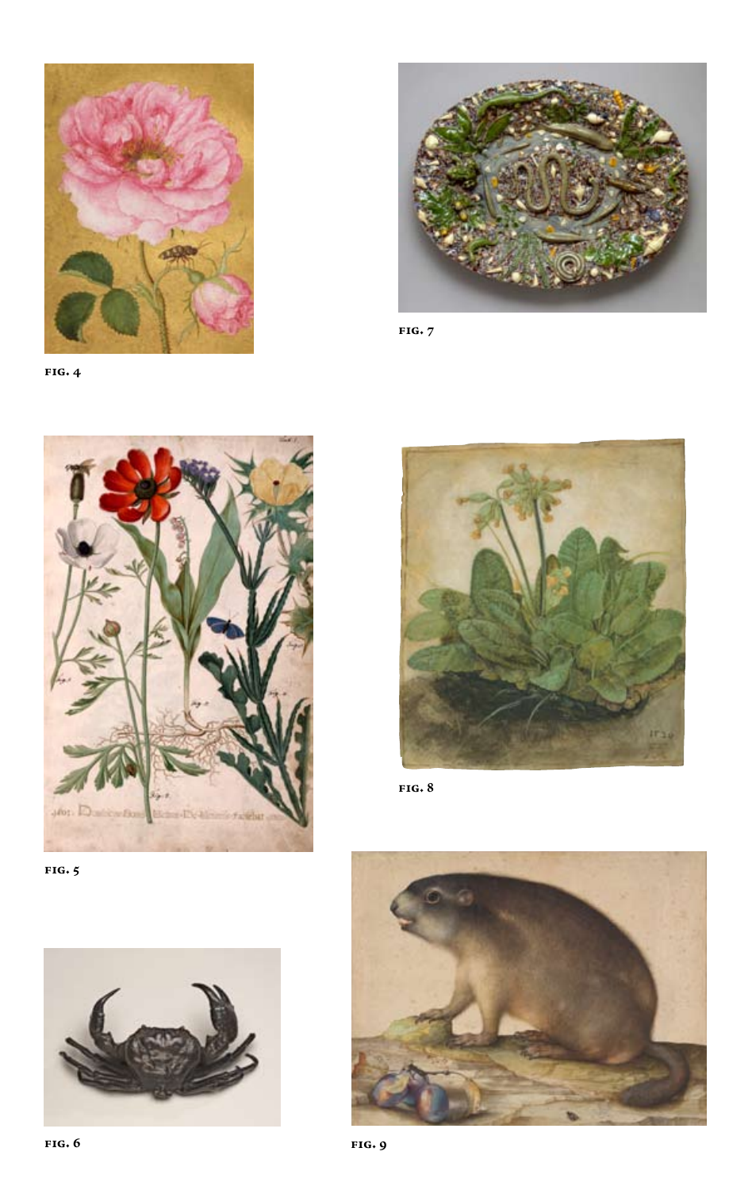FIG. 4

FIG. 7

FIG. 5

FIG. 8

FIG. 6

FIG. 9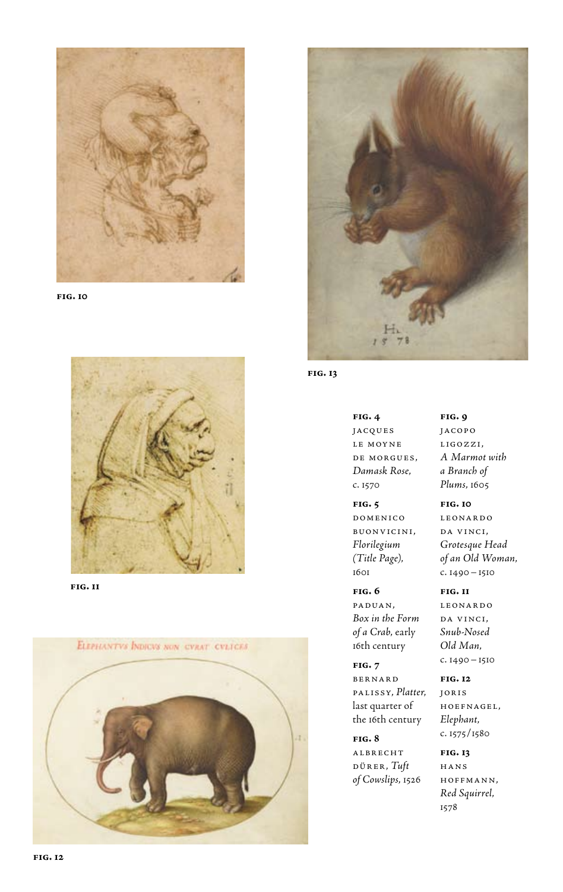FIG. 10

FIG. 11

FIG. 12

FIG. 13

**FIG. 4**
JACQUES LE MOYNE DE MORGUES, *Damask Rose,* c. 1570

**FIG. 5**
DOMENICO BUONVICINI, *Florilegium (Title Page),* 1601

**FIG. 6**
PADUAN, *Box in the Form of a Crab,* early 16th century

**FIG. 7**
BERNARD PALISSY, *Platter,* last quarter of the 16th century

**FIG. 8**
ALBRECHT DÜRER, *Tuft of Cowslips,* 1526

**FIG. 9**
JACOPO LIGOZZI, *A Marmot with a Branch of Plums,* 1605

**FIG. 10**
LEONARDO DA VINCI, *Grotesque Head of an Old Woman,* c. 1490 – 1510

**FIG. 11**
LEONARDO DA VINCI, *Snub-Nosed Old Man,* c. 1490 – 1510

**FIG. 12**
JORIS HOEFNAGEL, *Elephant,* c. 1575/1580

**FIG. 13**
HANS HOFFMANN, *Red Squirrel,* 1578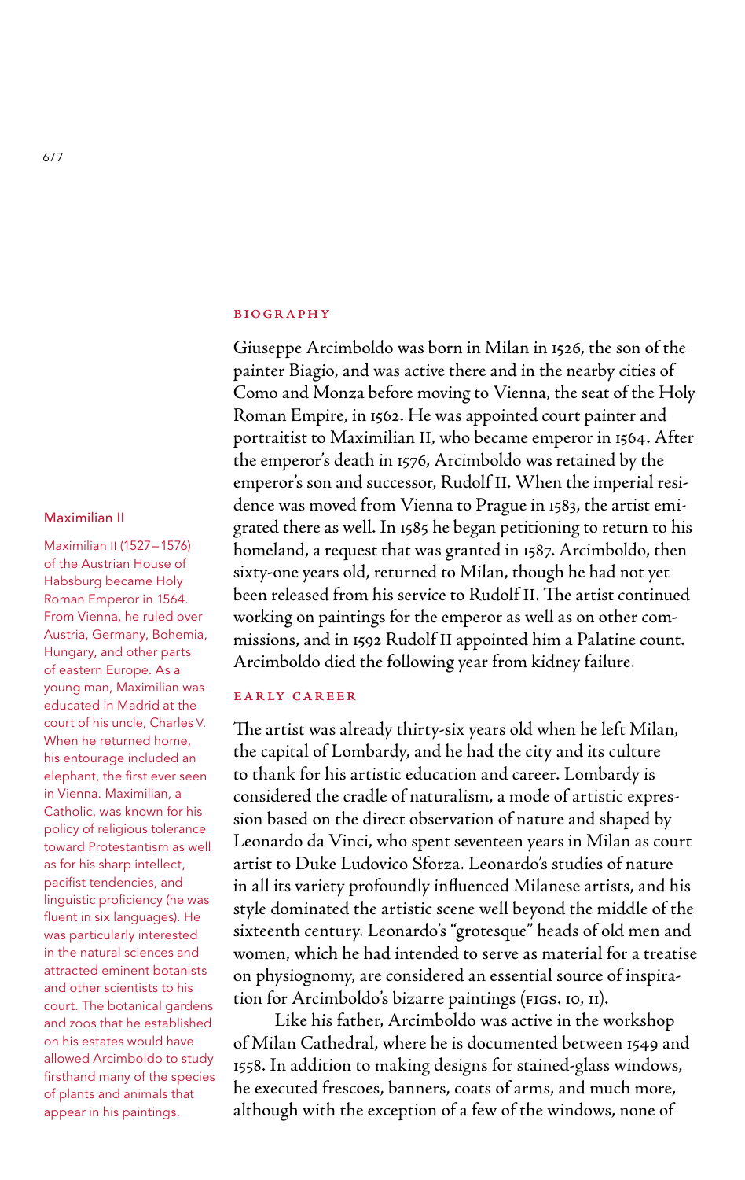## BIOGRAPHY

Giuseppe Arcimboldo was born in Milan in 1526, the son of the painter Biagio, and was active there and in the nearby cities of Como and Monza before moving to Vienna, the seat of the Holy Roman Empire, in 1562. He was appointed court painter and portraitist to Maximilian II, who became emperor in 1564. After the emperor's death in 1576, Arcimboldo was retained by the emperor's son and successor, Rudolf II. When the imperial residence was moved from Vienna to Prague in 1583, the artist emigrated there as well. In 1585 he began petitioning to return to his homeland, a request that was granted in 1587. Arcimboldo, then sixty-one years old, returned to Milan, though he had not yet been released from his service to Rudolf II. The artist continued working on paintings for the emperor as well as on other commissions, and in 1592 Rudolf II appointed him a Palatine count. Arcimboldo died the following year from kidney failure.

## EARLY CAREER

The artist was already thirty-six years old when he left Milan, the capital of Lombardy, and he had the city and its culture to thank for his artistic education and career. Lombardy is considered the cradle of naturalism, a mode of artistic expression based on the direct observation of nature and shaped by Leonardo da Vinci, who spent seventeen years in Milan as court artist to Duke Ludovico Sforza. Leonardo's studies of nature in all its variety profoundly influenced Milanese artists, and his style dominated the artistic scene well beyond the middle of the sixteenth century. Leonardo's "grotesque" heads of old men and women, which he had intended to serve as material for a treatise on physiognomy, are considered an essential source of inspiration for Arcimboldo's bizarre paintings (FIGS. 10, 11).

Like his father, Arcimboldo was active in the workshop of Milan Cathedral, where he is documented between 1549 and 1558. In addition to making designs for stained-glass windows, he executed frescoes, banners, coats of arms, and much more, although with the exception of a few of the windows, none of

### Maximilian II

Maximilian II (1527–1576) of the Austrian House of Habsburg became Holy Roman Emperor in 1564. From Vienna, he ruled over Austria, Germany, Bohemia, Hungary, and other parts of eastern Europe. As a young man, Maximilian was educated in Madrid at the court of his uncle, Charles V. When he returned home, his entourage included an elephant, the first ever seen in Vienna. Maximilian, a Catholic, was known for his policy of religious tolerance toward Protestantism as well as for his sharp intellect, pacifist tendencies, and linguistic proficiency (he was fluent in six languages). He was particularly interested in the natural sciences and attracted eminent botanists and other scientists to his court. The botanical gardens and zoos that he established on his estates would have allowed Arcimboldo to study firsthand many of the species of plants and animals that appear in his paintings.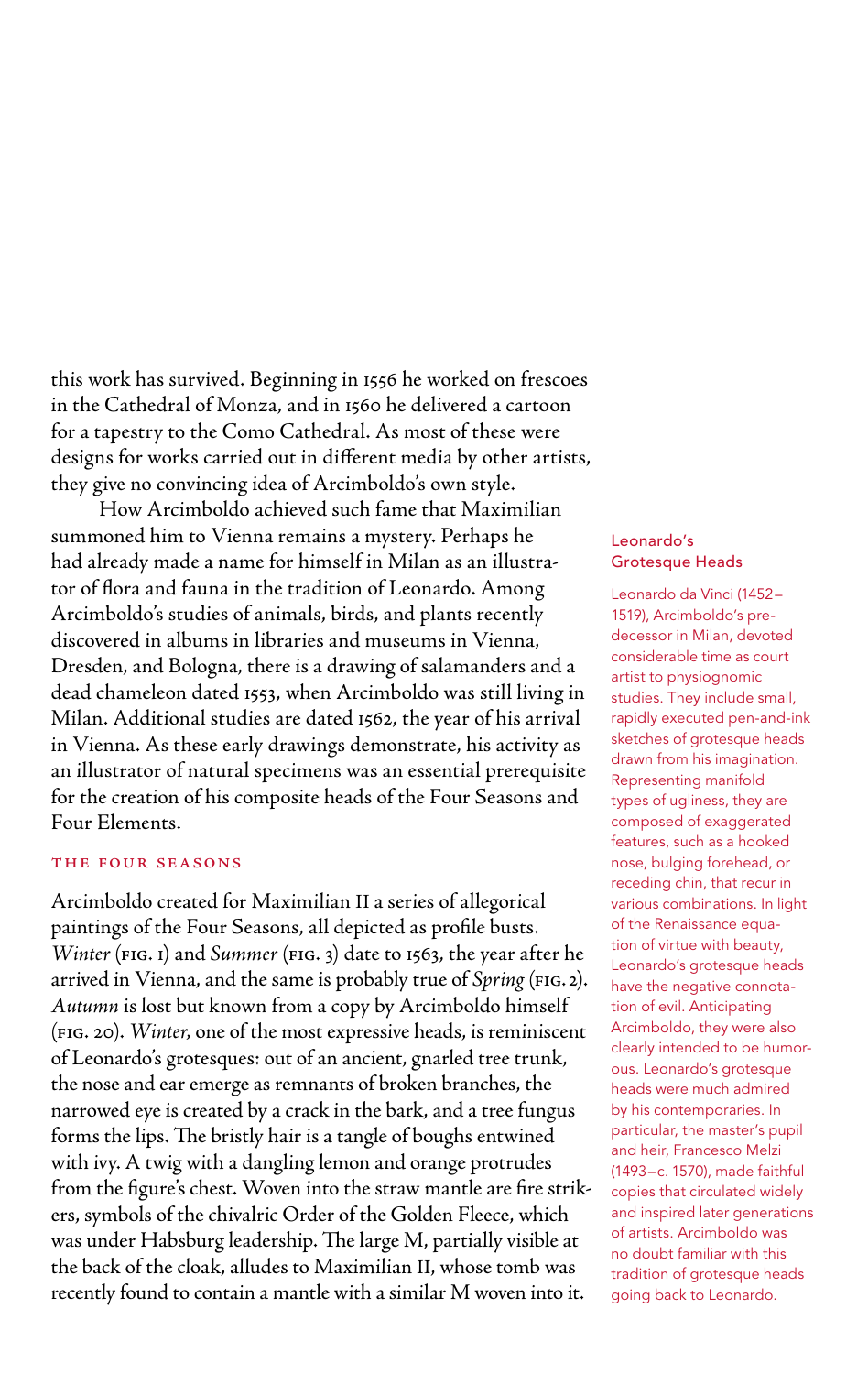this work has survived. Beginning in 1556 he worked on frescoes in the Cathedral of Monza, and in 1560 he delivered a cartoon for a tapestry to the Como Cathedral. As most of these were designs for works carried out in different media by other artists, they give no convincing idea of Arcimboldo's own style.

How Arcimboldo achieved such fame that Maximilian summoned him to Vienna remains a mystery. Perhaps he had already made a name for himself in Milan as an illustrator of flora and fauna in the tradition of Leonardo. Among Arcimboldo's studies of animals, birds, and plants recently discovered in albums in libraries and museums in Vienna, Dresden, and Bologna, there is a drawing of salamanders and a dead chameleon dated 1553, when Arcimboldo was still living in Milan. Additional studies are dated 1562, the year of his arrival in Vienna. As these early drawings demonstrate, his activity as an illustrator of natural specimens was an essential prerequisite for the creation of his composite heads of the Four Seasons and Four Elements.

### THE FOUR SEASONS

Arcimboldo created for Maximilian II a series of allegorical paintings of the Four Seasons, all depicted as profile busts. *Winter* (FIG. 1) and *Summer* (FIG. 3) date to 1563, the year after he arrived in Vienna, and the same is probably true of *Spring* (FIG. 2). *Autumn* is lost but known from a copy by Arcimboldo himself (FIG. 20). *Winter*, one of the most expressive heads, is reminiscent of Leonardo's grotesques: out of an ancient, gnarled tree trunk, the nose and ear emerge as remnants of broken branches, the narrowed eye is created by a crack in the bark, and a tree fungus forms the lips. The bristly hair is a tangle of boughs entwined with ivy. A twig with a dangling lemon and orange protrudes from the figure's chest. Woven into the straw mantle are fire strikers, symbols of the chivalric Order of the Golden Fleece, which was under Habsburg leadership. The large M, partially visible at the back of the cloak, alludes to Maximilian II, whose tomb was recently found to contain a mantle with a similar M woven into it.

#### Leonardo's Grotesque Heads

Leonardo da Vinci (1452–1519), Arcimboldo's predecessor in Milan, devoted considerable time as court artist to physiognomic studies. They include small, rapidly executed pen-and-ink sketches of grotesque heads drawn from his imagination. Representing manifold types of ugliness, they are composed of exaggerated features, such as a hooked nose, bulging forehead, or receding chin, that recur in various combinations. In light of the Renaissance equation of virtue with beauty, Leonardo's grotesque heads have the negative connotation of evil. Anticipating Arcimboldo, they were also clearly intended to be humorous. Leonardo's grotesque heads were much admired by his contemporaries. In particular, the master's pupil and heir, Francesco Melzi (1493–c. 1570), made faithful copies that circulated widely and inspired later generations of artists. Arcimboldo was no doubt familiar with this tradition of grotesque heads going back to Leonardo.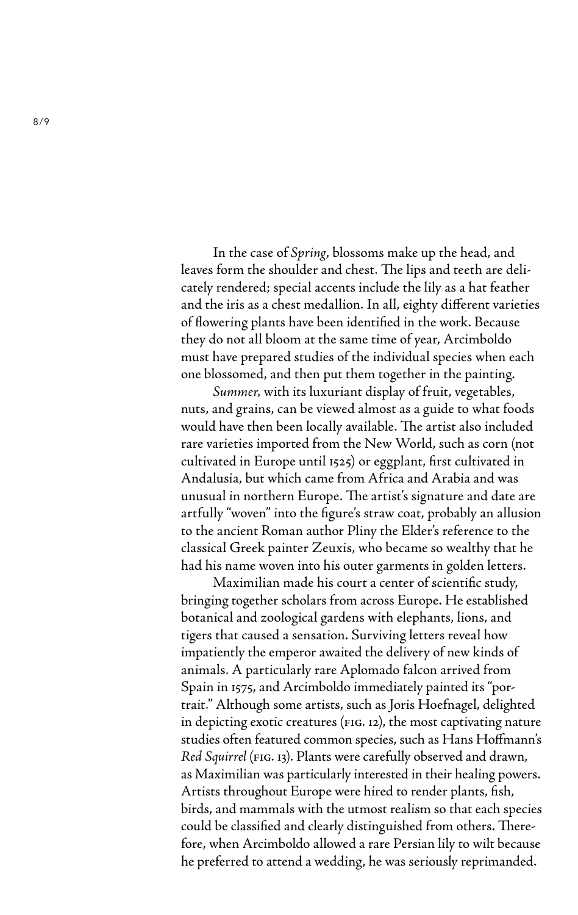In the case of *Spring*, blossoms make up the head, and leaves form the shoulder and chest. The lips and teeth are delicately rendered; special accents include the lily as a hat feather and the iris as a chest medallion. In all, eighty different varieties of flowering plants have been identified in the work. Because they do not all bloom at the same time of year, Arcimboldo must have prepared studies of the individual species when each one blossomed, and then put them together in the painting.

*Summer,* with its luxuriant display of fruit, vegetables, nuts, and grains, can be viewed almost as a guide to what foods would have then been locally available. The artist also included rare varieties imported from the New World, such as corn (not cultivated in Europe until 1525) or eggplant, first cultivated in Andalusia, but which came from Africa and Arabia and was unusual in northern Europe. The artist's signature and date are artfully "woven" into the figure's straw coat, probably an allusion to the ancient Roman author Pliny the Elder's reference to the classical Greek painter Zeuxis, who became so wealthy that he had his name woven into his outer garments in golden letters.

Maximilian made his court a center of scientific study, bringing together scholars from across Europe. He established botanical and zoological gardens with elephants, lions, and tigers that caused a sensation. Surviving letters reveal how impatiently the emperor awaited the delivery of new kinds of animals. A particularly rare Aplomado falcon arrived from Spain in 1575, and Arcimboldo immediately painted its "portrait." Although some artists, such as Joris Hoefnagel, delighted in depicting exotic creatures (FIG. 12), the most captivating nature studies often featured common species, such as Hans Hoffmann's *Red Squirrel* (FIG. 13). Plants were carefully observed and drawn, as Maximilian was particularly interested in their healing powers. Artists throughout Europe were hired to render plants, fish, birds, and mammals with the utmost realism so that each species could be classified and clearly distinguished from others. Therefore, when Arcimboldo allowed a rare Persian lily to wilt because he preferred to attend a wedding, he was seriously reprimanded.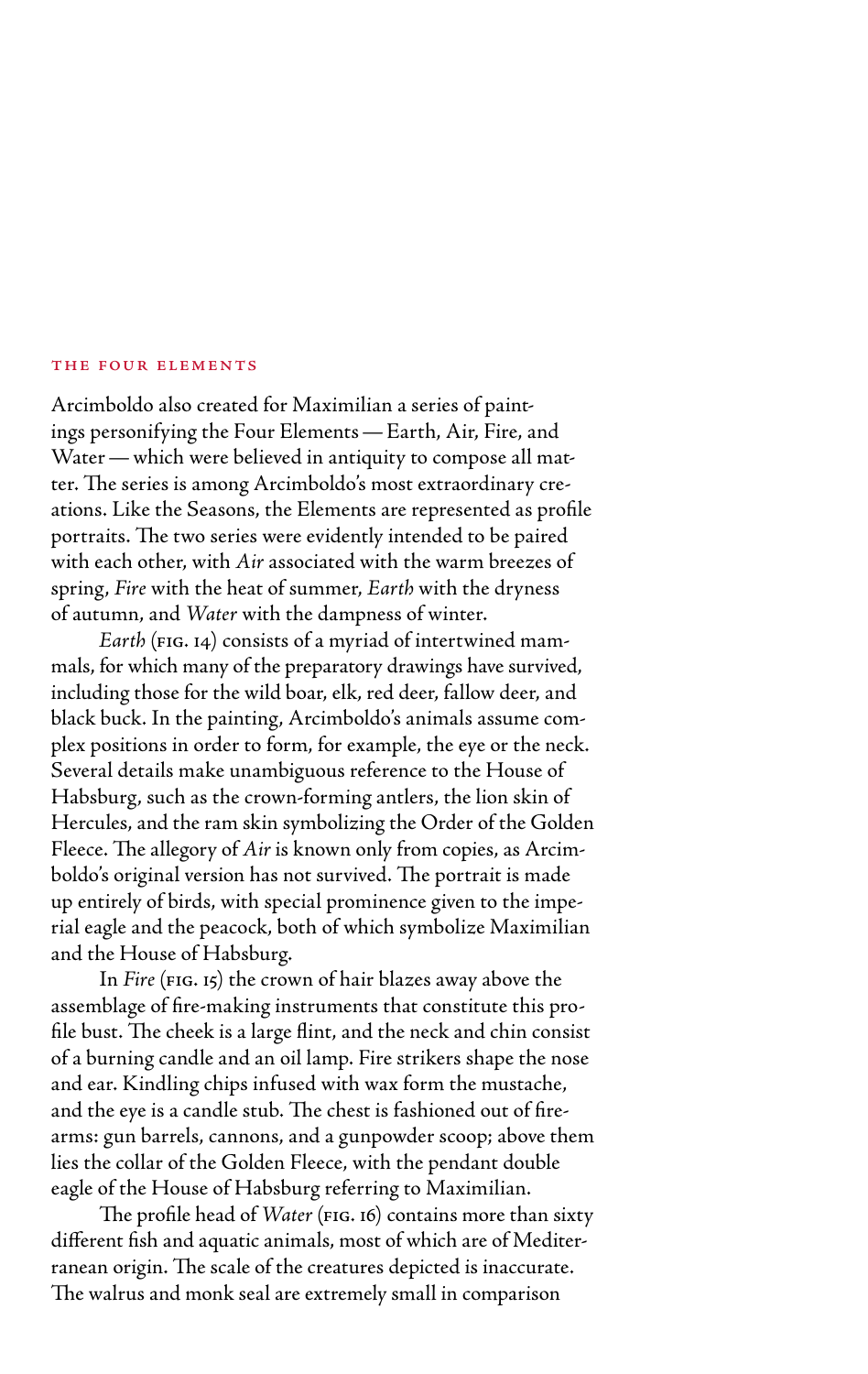## THE FOUR ELEMENTS

Arcimboldo also created for Maximilian a series of paintings personifying the Four Elements — Earth, Air, Fire, and Water — which were believed in antiquity to compose all matter. The series is among Arcimboldo's most extraordinary creations. Like the Seasons, the Elements are represented as profile portraits. The two series were evidently intended to be paired with each other, with *Air* associated with the warm breezes of spring, *Fire* with the heat of summer, *Earth* with the dryness of autumn, and *Water* with the dampness of winter.

*Earth* (FIG. 14) consists of a myriad of intertwined mammals, for which many of the preparatory drawings have survived, including those for the wild boar, elk, red deer, fallow deer, and black buck. In the painting, Arcimboldo's animals assume complex positions in order to form, for example, the eye or the neck. Several details make unambiguous reference to the House of Habsburg, such as the crown-forming antlers, the lion skin of Hercules, and the ram skin symbolizing the Order of the Golden Fleece. The allegory of *Air* is known only from copies, as Arcimboldo's original version has not survived. The portrait is made up entirely of birds, with special prominence given to the imperial eagle and the peacock, both of which symbolize Maximilian and the House of Habsburg.

In *Fire* (FIG. 15) the crown of hair blazes away above the assemblage of fire-making instruments that constitute this profile bust. The cheek is a large flint, and the neck and chin consist of a burning candle and an oil lamp. Fire strikers shape the nose and ear. Kindling chips infused with wax form the mustache, and the eye is a candle stub. The chest is fashioned out of firearms: gun barrels, cannons, and a gunpowder scoop; above them lies the collar of the Golden Fleece, with the pendant double eagle of the House of Habsburg referring to Maximilian.

The profile head of *Water* (FIG. 16) contains more than sixty different fish and aquatic animals, most of which are of Mediterranean origin. The scale of the creatures depicted is inaccurate. The walrus and monk seal are extremely small in comparison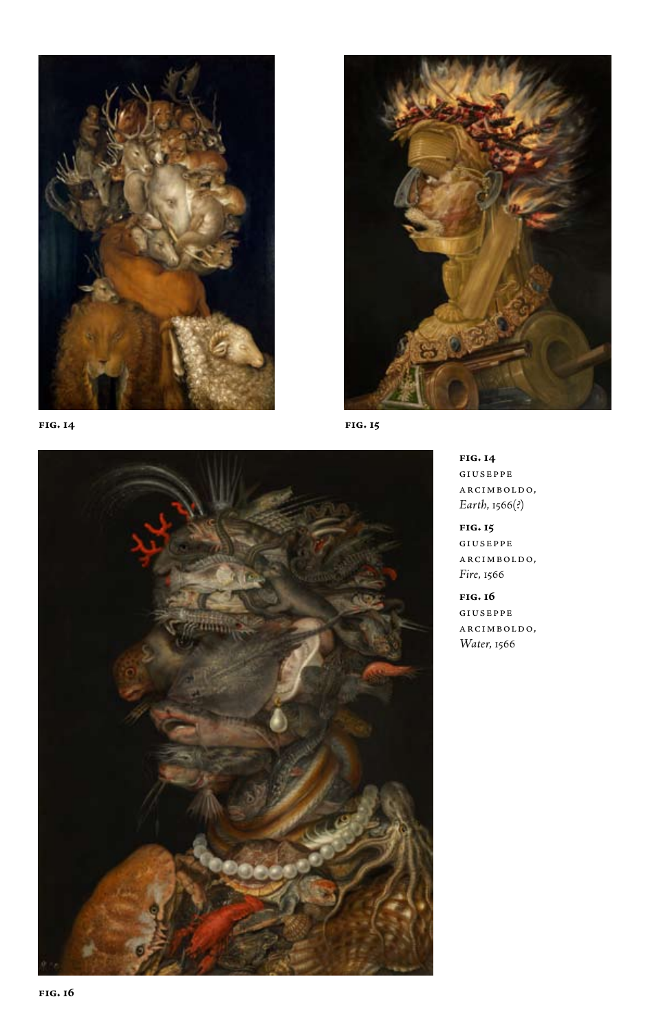**FIG. 14**

**FIG. 15**

**FIG. 16**

**FIG. 14**
GIUSEPPE ARCIMBOLDO, *Earth*, 1566(?)

**FIG. 15**
GIUSEPPE ARCIMBOLDO, *Fire*, 1566

**FIG. 16**
GIUSEPPE ARCIMBOLDO, *Water*, 1566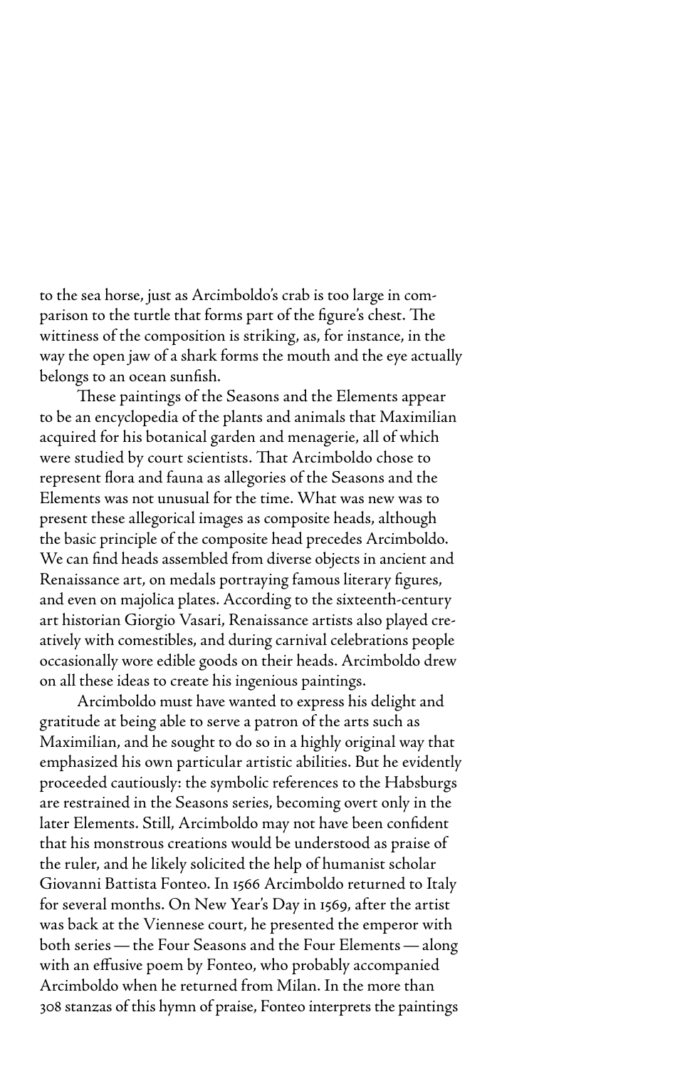to the sea horse, just as Arcimboldo's crab is too large in comparison to the turtle that forms part of the figure's chest. The wittiness of the composition is striking, as, for instance, in the way the open jaw of a shark forms the mouth and the eye actually belongs to an ocean sunfish.

These paintings of the Seasons and the Elements appear to be an encyclopedia of the plants and animals that Maximilian acquired for his botanical garden and menagerie, all of which were studied by court scientists. That Arcimboldo chose to represent flora and fauna as allegories of the Seasons and the Elements was not unusual for the time. What was new was to present these allegorical images as composite heads, although the basic principle of the composite head precedes Arcimboldo. We can find heads assembled from diverse objects in ancient and Renaissance art, on medals portraying famous literary figures, and even on majolica plates. According to the sixteenth-century art historian Giorgio Vasari, Renaissance artists also played creatively with comestibles, and during carnival celebrations people occasionally wore edible goods on their heads. Arcimboldo drew on all these ideas to create his ingenious paintings.

Arcimboldo must have wanted to express his delight and gratitude at being able to serve a patron of the arts such as Maximilian, and he sought to do so in a highly original way that emphasized his own particular artistic abilities. But he evidently proceeded cautiously: the symbolic references to the Habsburgs are restrained in the Seasons series, becoming overt only in the later Elements. Still, Arcimboldo may not have been confident that his monstrous creations would be understood as praise of the ruler, and he likely solicited the help of humanist scholar Giovanni Battista Fonteo. In 1566 Arcimboldo returned to Italy for several months. On New Year's Day in 1569, after the artist was back at the Viennese court, he presented the emperor with both series — the Four Seasons and the Four Elements — along with an effusive poem by Fonteo, who probably accompanied Arcimboldo when he returned from Milan. In the more than 308 stanzas of this hymn of praise, Fonteo interprets the paintings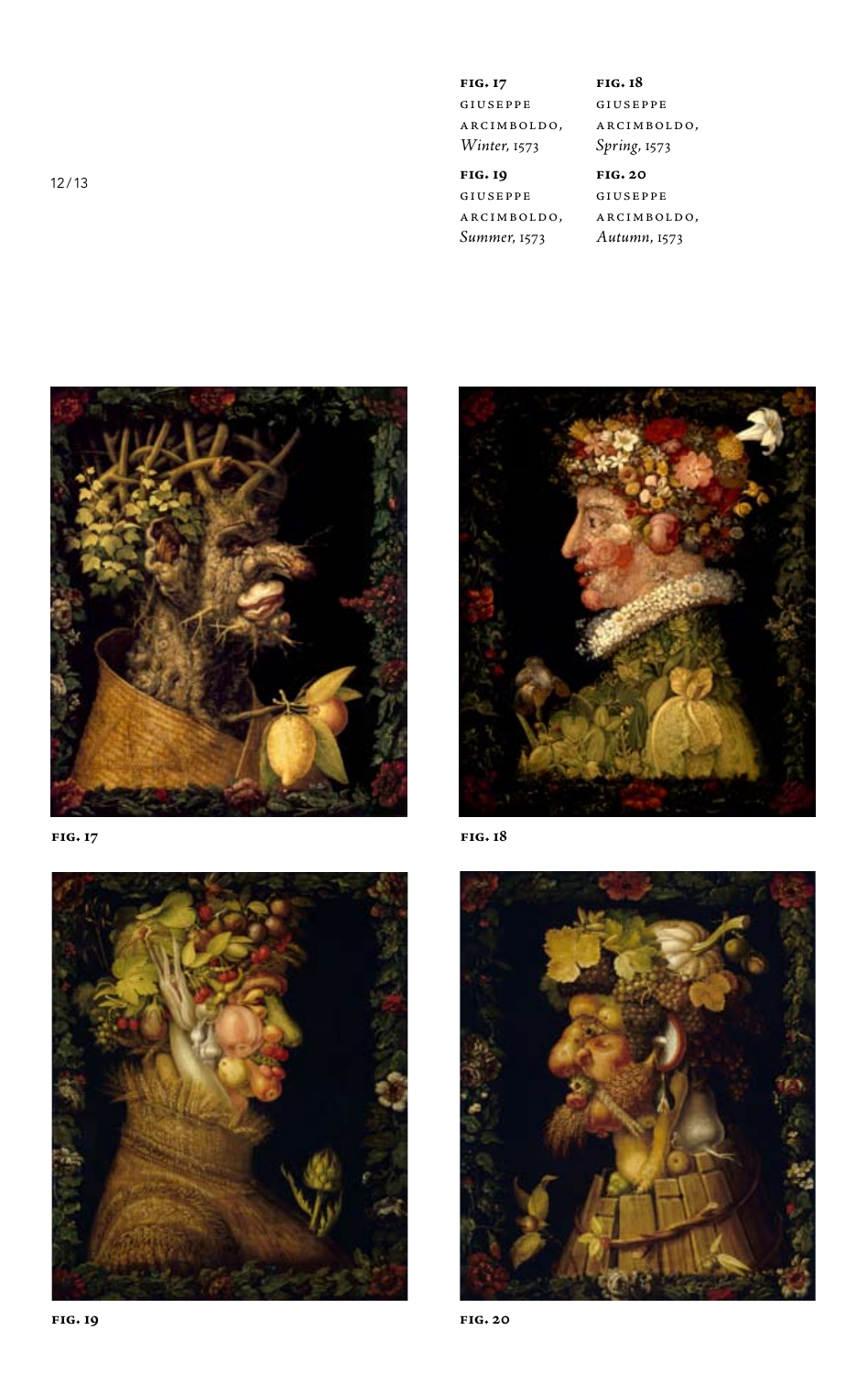**fig. 17**
Giuseppe Arcimboldo,
*Winter*, 1573

**fig. 18**
Giuseppe Arcimboldo,
*Spring*, 1573

**fig. 19**
Giuseppe Arcimboldo,
*Summer*, 1573

**fig. 20**
Giuseppe Arcimboldo,
*Autumn*, 1573

**fig. 17**

**fig. 18**

**fig. 19**

**fig. 20**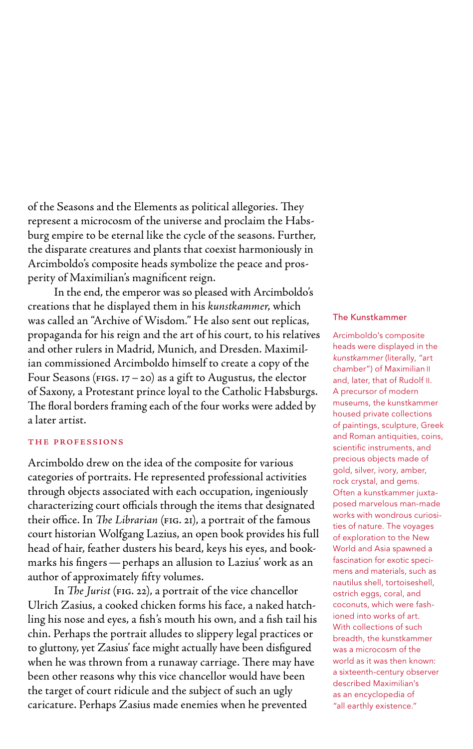of the Seasons and the Elements as political allegories. They represent a microcosm of the universe and proclaim the Habsburg empire to be eternal like the cycle of the seasons. Further, the disparate creatures and plants that coexist harmoniously in Arcimboldo's composite heads symbolize the peace and prosperity of Maximilian's magnificent reign.

In the end, the emperor was so pleased with Arcimboldo's creations that he displayed them in his *kunstkammer*, which was called an "Archive of Wisdom." He also sent out replicas, propaganda for his reign and the art of his court, to his relatives and other rulers in Madrid, Munich, and Dresden. Maximilian commissioned Arcimboldo himself to create a copy of the Four Seasons (FIGS. 17 – 20) as a gift to Augustus, the elector of Saxony, a Protestant prince loyal to the Catholic Habsburgs. The floral borders framing each of the four works were added by a later artist.

### THE PROFESSIONS

Arcimboldo drew on the idea of the composite for various categories of portraits. He represented professional activities through objects associated with each occupation, ingeniously characterizing court officials through the items that designated their office. In *The Librarian* (FIG. 21), a portrait of the famous court historian Wolfgang Lazius, an open book provides his full head of hair, feather dusters his beard, keys his eyes, and bookmarks his fingers — perhaps an allusion to Lazius' work as an author of approximately fifty volumes.

In *The Jurist* (FIG. 22), a portrait of the vice chancellor Ulrich Zasius, a cooked chicken forms his face, a naked hatchling his nose and eyes, a fish's mouth his own, and a fish tail his chin. Perhaps the portrait alludes to slippery legal practices or to gluttony, yet Zasius' face might actually have been disfigured when he was thrown from a runaway carriage. There may have been other reasons why this vice chancellor would have been the target of court ridicule and the subject of such an ugly caricature. Perhaps Zasius made enemies when he prevented

#### The Kunstkammer

Arcimboldo's composite heads were displayed in the *kunstkammer* (literally, "art chamber") of Maximilian II and, later, that of Rudolf II. A precursor of modern museums, the kunstkammer housed private collections of paintings, sculpture, Greek and Roman antiquities, coins, scientific instruments, and precious objects made of gold, silver, ivory, amber, rock crystal, and gems. Often a kunstkammer juxtaposed marvelous man-made works with wondrous curiosities of nature. The voyages of exploration to the New World and Asia spawned a fascination for exotic specimens and materials, such as nautilus shell, tortoiseshell, ostrich eggs, coral, and coconuts, which were fashioned into works of art. With collections of such breadth, the kunstkammer was a microcosm of the world as it was then known: a sixteenth-century observer described Maximilian's as an encyclopedia of "all earthly existence."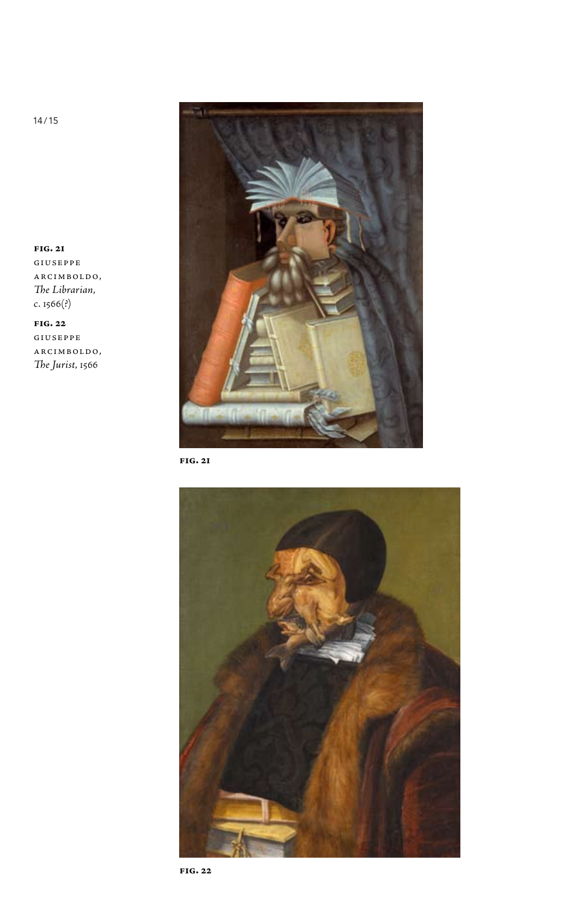**FIG. 21**
GIUSEPPE ARCIMBOLDO, *The Librarian*, c. 1566(?)

**FIG. 22**
GIUSEPPE ARCIMBOLDO, *The Jurist*, 1566

**FIG. 21**

**FIG. 22**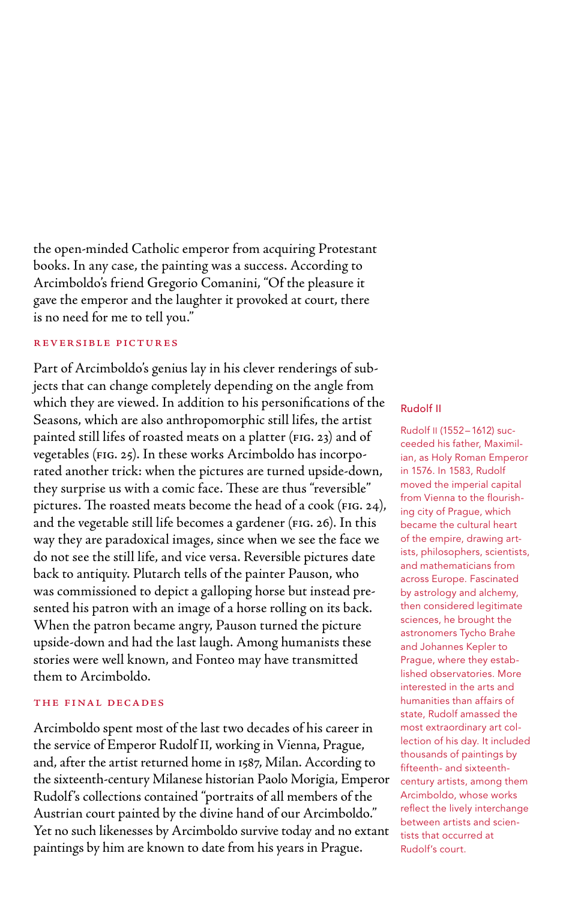the open-minded Catholic emperor from acquiring Protestant books. In any case, the painting was a success. According to Arcimboldo's friend Gregorio Comanini, "Of the pleasure it gave the emperor and the laughter it provoked at court, there is no need for me to tell you."

### REVERSIBLE PICTURES

Part of Arcimboldo's genius lay in his clever renderings of subjects that can change completely depending on the angle from which they are viewed. In addition to his personifications of the Seasons, which are also anthropomorphic still lifes, the artist painted still lifes of roasted meats on a platter (FIG. 23) and of vegetables (FIG. 25). In these works Arcimboldo has incorporated another trick: when the pictures are turned upside-down, they surprise us with a comic face. These are thus "reversible" pictures. The roasted meats become the head of a cook (FIG. 24), and the vegetable still life becomes a gardener (FIG. 26). In this way they are paradoxical images, since when we see the face we do not see the still life, and vice versa. Reversible pictures date back to antiquity. Plutarch tells of the painter Pauson, who was commissioned to depict a galloping horse but instead presented his patron with an image of a horse rolling on its back. When the patron became angry, Pauson turned the picture upside-down and had the last laugh. Among humanists these stories were well known, and Fonteo may have transmitted them to Arcimboldo.

### THE FINAL DECADES

Arcimboldo spent most of the last two decades of his career in the service of Emperor Rudolf II, working in Vienna, Prague, and, after the artist returned home in 1587, Milan. According to the sixteenth-century Milanese historian Paolo Morigia, Emperor Rudolf's collections contained "portraits of all members of the Austrian court painted by the divine hand of our Arcimboldo." Yet no such likenesses by Arcimboldo survive today and no extant paintings by him are known to date from his years in Prague.

#### Rudolf II

Rudolf II (1552–1612) succeeded his father, Maximilian, as Holy Roman Emperor in 1576. In 1583, Rudolf moved the imperial capital from Vienna to the flourishing city of Prague, which became the cultural heart of the empire, drawing artists, philosophers, scientists, and mathematicians from across Europe. Fascinated by astrology and alchemy, then considered legitimate sciences, he brought the astronomers Tycho Brahe and Johannes Kepler to Prague, where they established observatories. More interested in the arts and humanities than affairs of state, Rudolf amassed the most extraordinary art collection of his day. It included thousands of paintings by fifteenth- and sixteenth-century artists, among them Arcimboldo, whose works reflect the lively interchange between artists and scientists that occurred at Rudolf's court.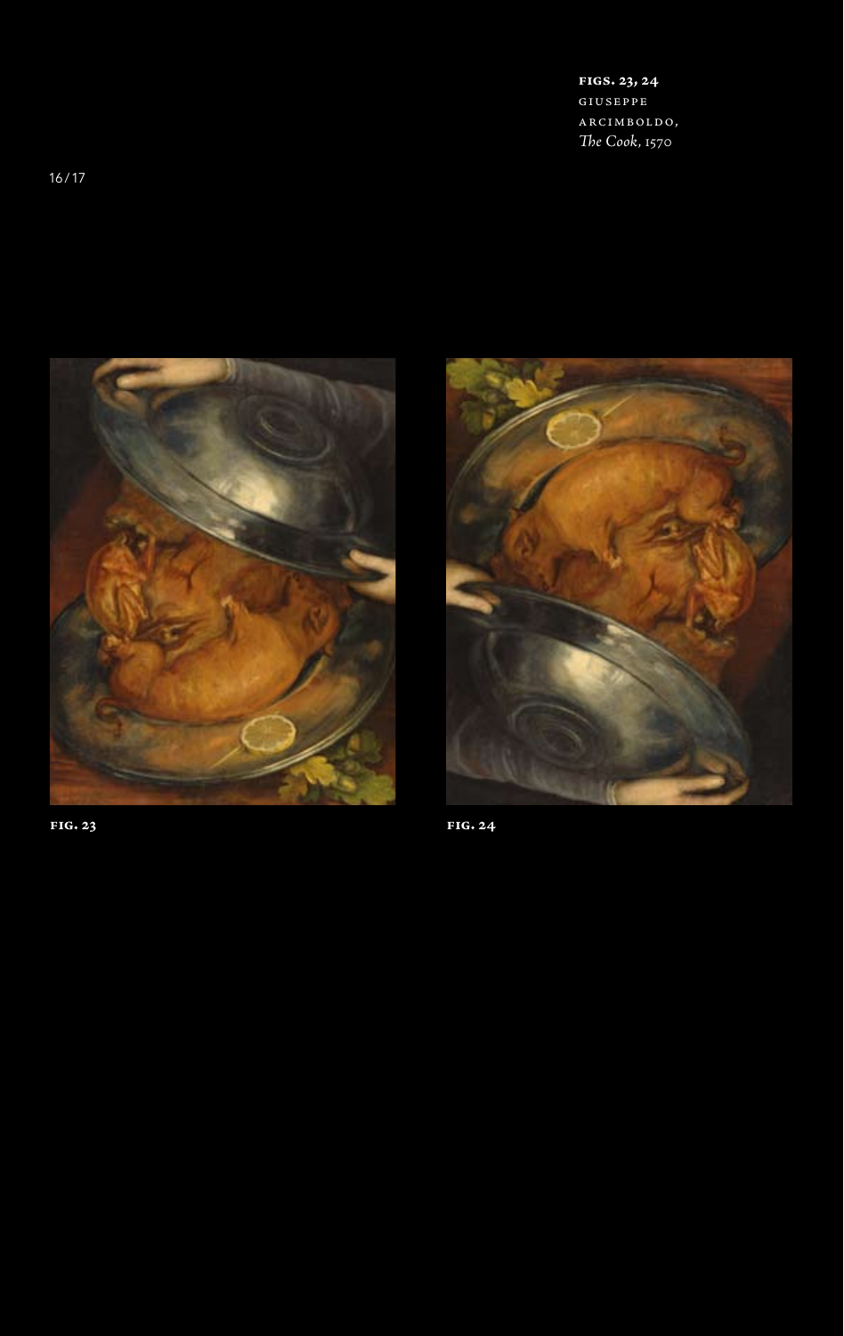**FIGS. 23, 24**
GIUSEPPE
ARCIMBOLDO,
*The Cook*, 1570

**FIG. 23**

**FIG. 24**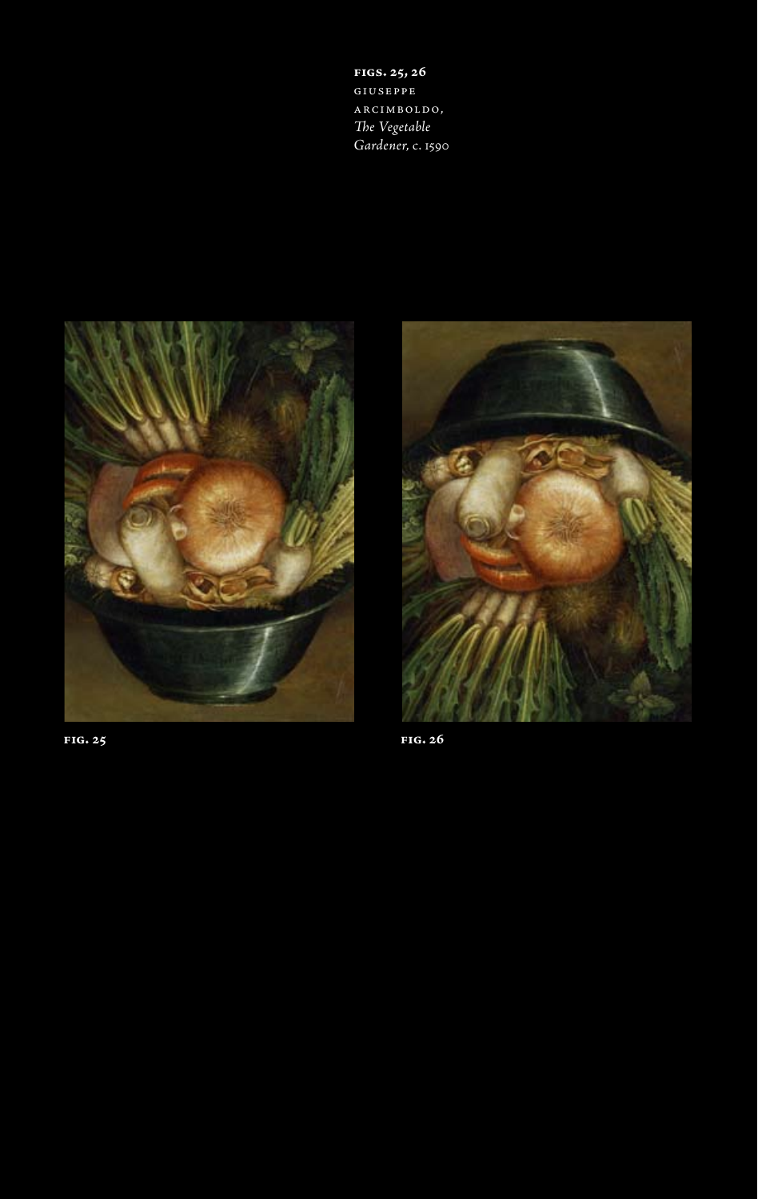**FIGS. 25, 26**
GIUSEPPE
ARCIMBOLDO,
*The Vegetable Gardener*, c. 1590

**FIG. 25**

**FIG. 26**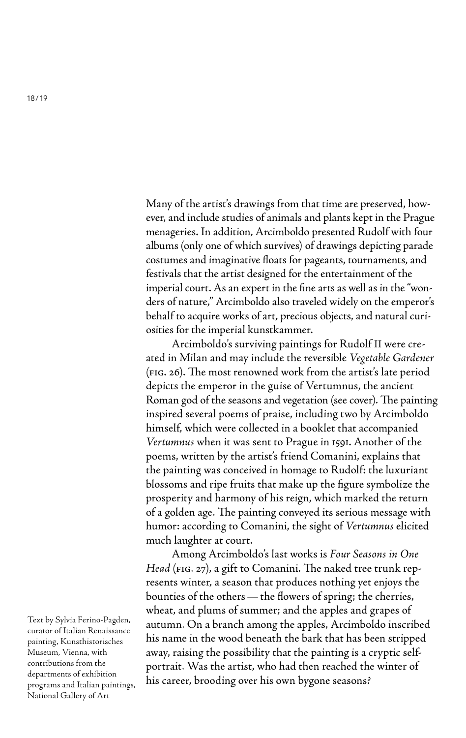Many of the artist's drawings from that time are preserved, however, and include studies of animals and plants kept in the Prague menageries. In addition, Arcimboldo presented Rudolf with four albums (only one of which survives) of drawings depicting parade costumes and imaginative floats for pageants, tournaments, and festivals that the artist designed for the entertainment of the imperial court. As an expert in the fine arts as well as in the "wonders of nature," Arcimboldo also traveled widely on the emperor's behalf to acquire works of art, precious objects, and natural curiosities for the imperial kunstkammer.

Arcimboldo's surviving paintings for Rudolf II were created in Milan and may include the reversible *Vegetable Gardener* (fig. 26). The most renowned work from the artist's late period depicts the emperor in the guise of Vertumnus, the ancient Roman god of the seasons and vegetation (see cover). The painting inspired several poems of praise, including two by Arcimboldo himself, which were collected in a booklet that accompanied *Vertumnus* when it was sent to Prague in 1591. Another of the poems, written by the artist's friend Comanini, explains that the painting was conceived in homage to Rudolf: the luxuriant blossoms and ripe fruits that make up the figure symbolize the prosperity and harmony of his reign, which marked the return of a golden age. The painting conveyed its serious message with humor: according to Comanini, the sight of *Vertumnus* elicited much laughter at court.

Among Arcimboldo's last works is *Four Seasons in One Head* (fig. 27), a gift to Comanini. The naked tree trunk represents winter, a season that produces nothing yet enjoys the bounties of the others — the flowers of spring; the cherries, wheat, and plums of summer; and the apples and grapes of autumn. On a branch among the apples, Arcimboldo inscribed his name in the wood beneath the bark that has been stripped away, raising the possibility that the painting is a cryptic self-portrait. Was the artist, who had then reached the winter of his career, brooding over his own bygone seasons?

Text by Sylvia Ferino-Pagden, curator of Italian Renaissance painting, Kunsthistorisches Museum, Vienna, with contributions from the departments of exhibition programs and Italian paintings, National Gallery of Art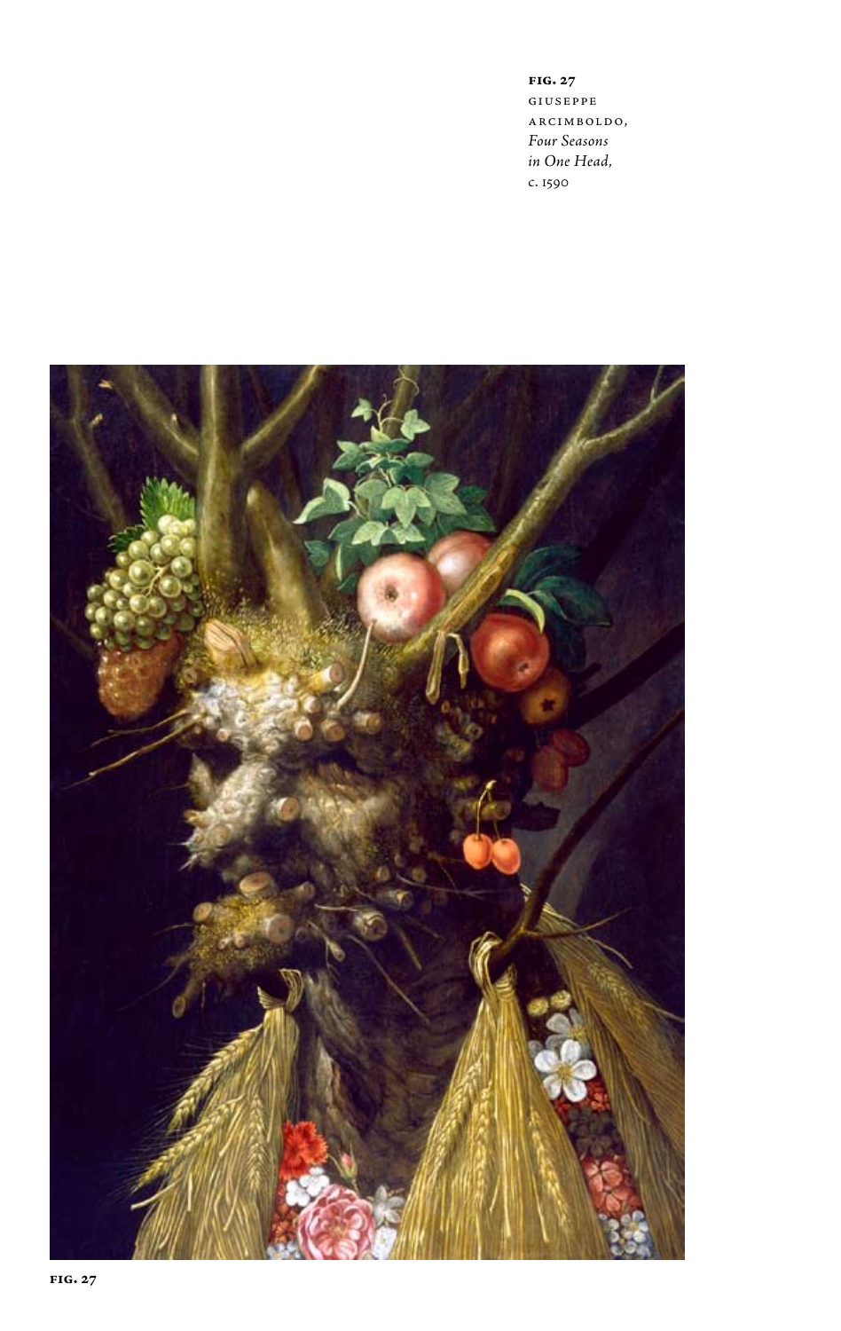**fig. 27**
giuseppe arcimboldo, *Four Seasons in One Head,* c. 1590

**fig. 27**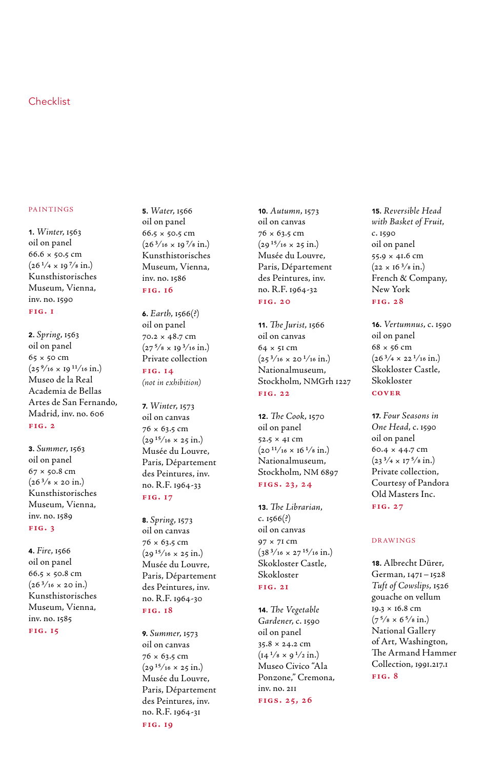# Checklist

## PAINTINGS

**1.** *Winter*, 1563
oil on panel
66.6 × 50.5 cm
(26 1/4 × 19 7/8 in.)
Kunsthistorisches Museum, Vienna, inv. no. 1590
FIG. 1

**2.** *Spring*, 1563
oil on panel
65 × 50 cm
(25 9/16 × 19 11/16 in.)
Museo de la Real Academia de Bellas Artes de San Fernando, Madrid, inv. no. 606
FIG. 2

**3.** *Summer*, 1563
oil on panel
67 × 50.8 cm
(26 3/8 × 20 in.)
Kunsthistorisches Museum, Vienna, inv. no. 1589
FIG. 3

**4.** *Fire*, 1566
oil on panel
66.5 × 50.8 cm
(26 3/16 × 20 in.)
Kunsthistorisches Museum, Vienna, inv. no. 1585
FIG. 15

**5.** *Water*, 1566
oil on panel
66.5 × 50.5 cm
(26 3/16 × 19 7/8 in.)
Kunsthistorisches Museum, Vienna, inv. no. 1586
FIG. 16

**6.** *Earth*, 1566(?)
oil on panel
70.2 × 48.7 cm
(27 5/8 × 19 3/16 in.)
Private collection
FIG. 14
*(not in exhibition)*

**7.** *Winter*, 1573
oil on canvas
76 × 63.5 cm
(29 15/16 × 25 in.)
Musée du Louvre, Paris, Département des Peintures, inv. no. R.F. 1964-33
FIG. 17

**8.** *Spring*, 1573
oil on canvas
76 × 63.5 cm
(29 15/16 × 25 in.)
Musée du Louvre, Paris, Département des Peintures, inv. no. R.F. 1964-30
FIG. 18

**9.** *Summer*, 1573
oil on canvas
76 × 63.5 cm
(29 15/16 × 25 in.)
Musée du Louvre, Paris, Département des Peintures, inv. no. R.F. 1964-31
FIG. 19

**10.** *Autumn*, 1573
oil on canvas
76 × 63.5 cm
(29 15/16 × 25 in.)
Musée du Louvre, Paris, Département des Peintures, inv. no. R.F. 1964-32
FIG. 20

**11.** *The Jurist*, 1566
oil on canvas
64 × 51 cm
(25 3/16 × 20 1/16 in.)
Nationalmuseum, Stockholm, NMGrh 1227
FIG. 22

**12.** *The Cook*, 1570
oil on panel
52.5 × 41 cm
(20 11/16 × 16 1/8 in.)
Nationalmuseum, Stockholm, NM 6897
FIGS. 23, 24

**13.** *The Librarian*, c. 1566(?)
oil on canvas
97 × 71 cm
(38 3/16 × 27 15/16 in.)
Skokloster Castle, Skokloster
FIG. 21

**14.** *The Vegetable Gardener*, c. 1590
oil on panel
35.8 × 24.2 cm
(14 1/8 × 9 1/2 in.)
Museo Civico "Ala Ponzone," Cremona, inv. no. 211
FIGS. 25, 26

**15.** *Reversible Head with Basket of Fruit*, c. 1590
oil on panel
55.9 × 41.6 cm
(22 × 16 3/8 in.)
French & Company, New York
FIG. 28

**16.** *Vertumnus*, c. 1590
oil on panel
68 × 56 cm
(26 3/4 × 22 1/16 in.)
Skokloster Castle, Skokloster
COVER

**17.** *Four Seasons in One Head*, c. 1590
oil on panel
60.4 × 44.7 cm
(23 3/4 × 17 5/8 in.)
Private collection, Courtesy of Pandora Old Masters Inc.
FIG. 27

## DRAWINGS

**18.** Albrecht Dürer, German, 1471–1528
*Tuft of Cowslips*, 1526
gouache on vellum
19.3 × 16.8 cm
(7 5/8 × 6 5/8 in.)
National Gallery of Art, Washington, The Armand Hammer Collection, 1991.217.1
FIG. 8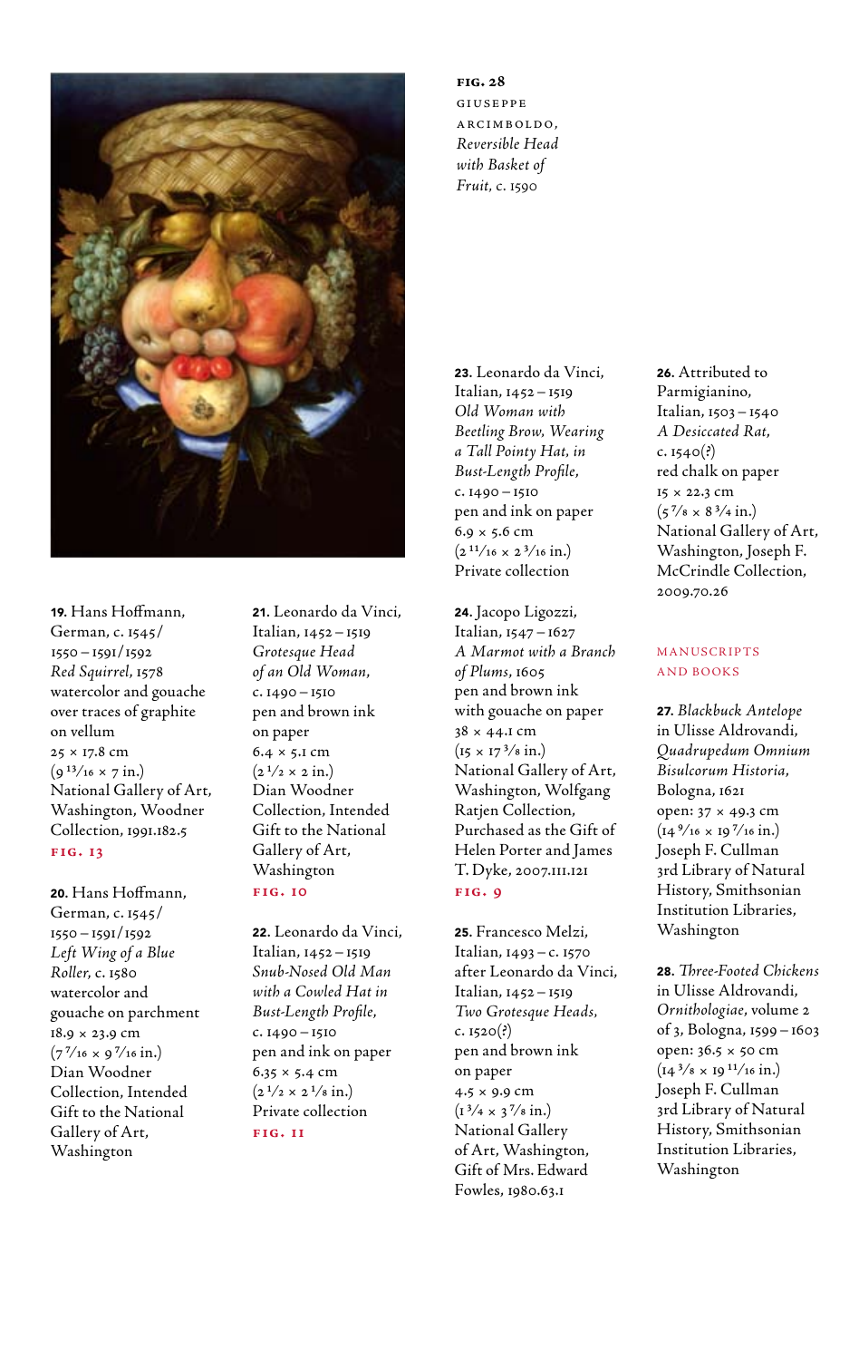**FIG. 28**
GIUSEPPE ARCIMBOLDO, *Reversible Head with Basket of Fruit*, c. 1590

**19.** Hans Hoffmann, German, c. 1545/1550 – 1591/1592
*Red Squirrel*, 1578
watercolor and gouache over traces of graphite on vellum
25 × 17.8 cm
(9 13/16 × 7 in.)
National Gallery of Art, Washington, Woodner Collection, 1991.182.5
**FIG. 13**

**20.** Hans Hoffmann, German, c. 1545/1550 – 1591/1592
*Left Wing of a Blue Roller*, c. 1580
watercolor and gouache on parchment
18.9 × 23.9 cm
(7 7/16 × 9 7/16 in.)
Dian Woodner Collection, Intended Gift to the National Gallery of Art, Washington

**21.** Leonardo da Vinci, Italian, 1452 – 1519
*Grotesque Head of an Old Woman*, c. 1490 – 1510
pen and brown ink on paper
6.4 × 5.1 cm
(2 1/2 × 2 in.)
Dian Woodner Collection, Intended Gift to the National Gallery of Art, Washington
**FIG. 10**

**22.** Leonardo da Vinci, Italian, 1452 – 1519
*Snub-Nosed Old Man with a Cowled Hat in Bust-Length Profile*, c. 1490 – 1510
pen and ink on paper
6.35 × 5.4 cm
(2 1/2 × 2 1/8 in.)
Private collection
**FIG. 11**

**23.** Leonardo da Vinci, Italian, 1452 – 1519
*Old Woman with Beetling Brow, Wearing a Tall Pointy Hat, in Bust-Length Profile*, c. 1490 – 1510
pen and ink on paper
6.9 × 5.6 cm
(2 11/16 × 2 3/16 in.)
Private collection

**24.** Jacopo Ligozzi, Italian, 1547 – 1627
*A Marmot with a Branch of Plums*, 1605
pen and brown ink with gouache on paper
38 × 44.1 cm
(15 × 17 3/8 in.)
National Gallery of Art, Washington, Wolfgang Ratjen Collection, Purchased as the Gift of Helen Porter and James T. Dyke, 2007.111.121
**FIG. 9**

**25.** Francesco Melzi, Italian, 1493 – c. 1570 after Leonardo da Vinci, Italian, 1452 – 1519
*Two Grotesque Heads*, c. 1520(?)
pen and brown ink on paper
4.5 × 9.9 cm
(1 3/4 × 3 7/8 in.)
National Gallery of Art, Washington, Gift of Mrs. Edward Fowles, 1980.63.1

**26.** Attributed to Parmigianino, Italian, 1503 – 1540
*A Desiccated Rat*, c. 1540(?)
red chalk on paper
15 × 22.3 cm
(5 7/8 × 8 3/4 in.)
National Gallery of Art, Washington, Joseph F. McCrindle Collection, 2009.70.26

## MANUSCRIPTS AND BOOKS

**27.** *Blackbuck Antelope* in Ulisse Aldrovandi, *Quadrupedum Omnium Bisulcorum Historia*, Bologna, 1621
open: 37 × 49.3 cm
(14 9/16 × 19 7/16 in.)
Joseph F. Cullman 3rd Library of Natural History, Smithsonian Institution Libraries, Washington

**28.** *Three-Footed Chickens* in Ulisse Aldrovandi, *Ornithologiae*, volume 2 of 3, Bologna, 1599 – 1603
open: 36.5 × 50 cm
(14 3/8 × 19 11/16 in.)
Joseph F. Cullman 3rd Library of Natural History, Smithsonian Institution Libraries, Washington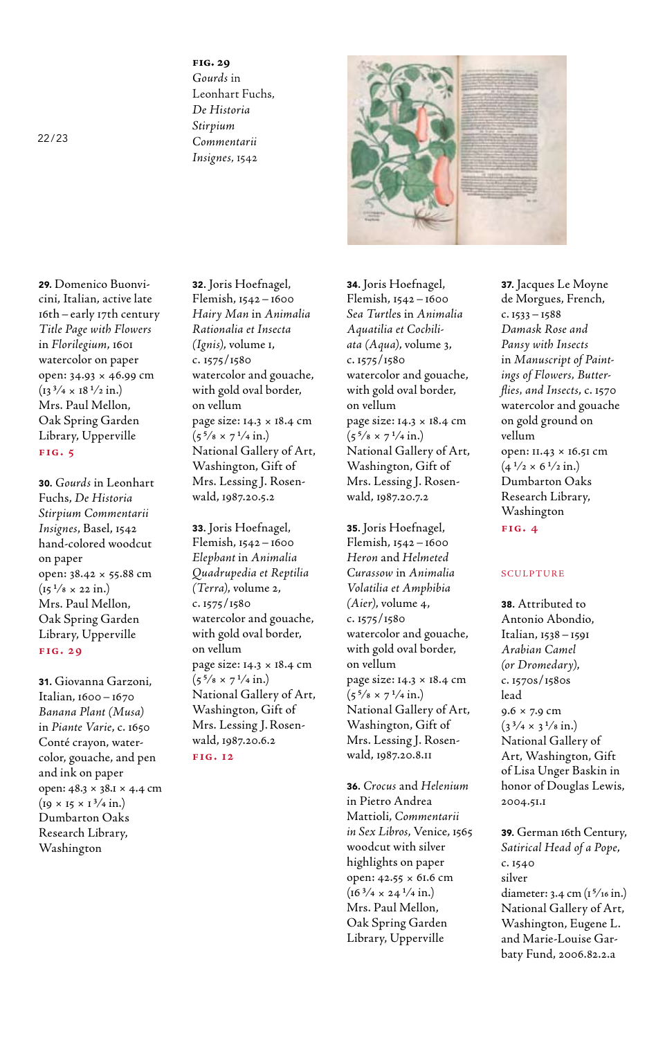**FIG. 29**
*Gourds* in Leonhart Fuchs, *De Historia Stirpium Commentarii Insignes*, 1542

**29.** Domenico Buonvicini, Italian, active late 16th – early 17th century
*Title Page with Flowers* in *Florilegium*, 1601
watercolor on paper
open: 34.93 × 46.99 cm
(13 3/4 × 18 1/2 in.)
Mrs. Paul Mellon, Oak Spring Garden Library, Upperville
**FIG. 5**

**30.** *Gourds* in Leonhart Fuchs, *De Historia Stirpium Commentarii Insignes*, Basel, 1542
hand-colored woodcut on paper
open: 38.42 × 55.88 cm
(15 1/8 × 22 in.)
Mrs. Paul Mellon, Oak Spring Garden Library, Upperville
**FIG. 29**

**31.** Giovanna Garzoni, Italian, 1600 – 1670
*Banana Plant (Musa)* in *Piante Varie*, c. 1650
Conté crayon, watercolor, gouache, and pen and ink on paper
open: 48.3 × 38.1 × 4.4 cm
(19 × 15 × 1 3/4 in.)
Dumbarton Oaks Research Library, Washington

**32.** Joris Hoefnagel, Flemish, 1542 – 1600
*Hairy Man* in *Animalia Rationalia et Insecta (Ignis)*, volume 1, c. 1575/1580
watercolor and gouache, with gold oval border, on vellum
page size: 14.3 × 18.4 cm
(5 5/8 × 7 1/4 in.)
National Gallery of Art, Washington, Gift of Mrs. Lessing J. Rosenwald, 1987.20.5.2

**33.** Joris Hoefnagel, Flemish, 1542 – 1600
*Elephant* in *Animalia Quadrupedia et Reptilia (Terra)*, volume 2, c. 1575/1580
watercolor and gouache, with gold oval border, on vellum
page size: 14.3 × 18.4 cm
(5 5/8 × 7 1/4 in.)
National Gallery of Art, Washington, Gift of Mrs. Lessing J. Rosenwald, 1987.20.6.2
**FIG. 12**

**34.** Joris Hoefnagel, Flemish, 1542 – 1600
*Sea Turtles* in *Animalia Aquatilia et Cochiliata (Aqua)*, volume 3, c. 1575/1580
watercolor and gouache, with gold oval border, on vellum
page size: 14.3 × 18.4 cm
(5 5/8 × 7 1/4 in.)
National Gallery of Art, Washington, Gift of Mrs. Lessing J. Rosenwald, 1987.20.7.2

**35.** Joris Hoefnagel, Flemish, 1542 – 1600
*Heron* and *Helmeted Curassow* in *Animalia Volatilia et Amphibia (Aier)*, volume 4, c. 1575/1580
watercolor and gouache, with gold oval border, on vellum
page size: 14.3 × 18.4 cm
(5 5/8 × 7 1/4 in.)
National Gallery of Art, Washington, Gift of Mrs. Lessing J. Rosenwald, 1987.20.8.11

**36.** *Crocus* and *Helenium* in Pietro Andrea Mattioli, *Commentarii in Sex Libros*, Venice, 1565
woodcut with silver highlights on paper
open: 42.55 × 61.6 cm
(16 3/4 × 24 1/4 in.)
Mrs. Paul Mellon, Oak Spring Garden Library, Upperville

**37.** Jacques Le Moyne de Morgues, French, c. 1533 – 1588
*Damask Rose and Pansy with Insects* in *Manuscript of Paintings of Flowers, Butterflies, and Insects*, c. 1570
watercolor and gouache on gold ground on vellum
open: 11.43 × 16.51 cm
(4 1/2 × 6 1/2 in.)
Dumbarton Oaks Research Library, Washington
**FIG. 4**

## SCULPTURE

**38.** Attributed to Antonio Abondio, Italian, 1538 – 1591
*Arabian Camel (or Dromedary)*, c. 1570s/1580s
lead
9.6 × 7.9 cm
(3 3/4 × 3 1/8 in.)
National Gallery of Art, Washington, Gift of Lisa Unger Baskin in honor of Douglas Lewis, 2004.51.1

**39.** German 16th Century,
*Satirical Head of a Pope*, c. 1540
silver
diameter: 3.4 cm (1 5/16 in.)
National Gallery of Art, Washington, Eugene L. and Marie-Louise Garbaty Fund, 2006.82.2.a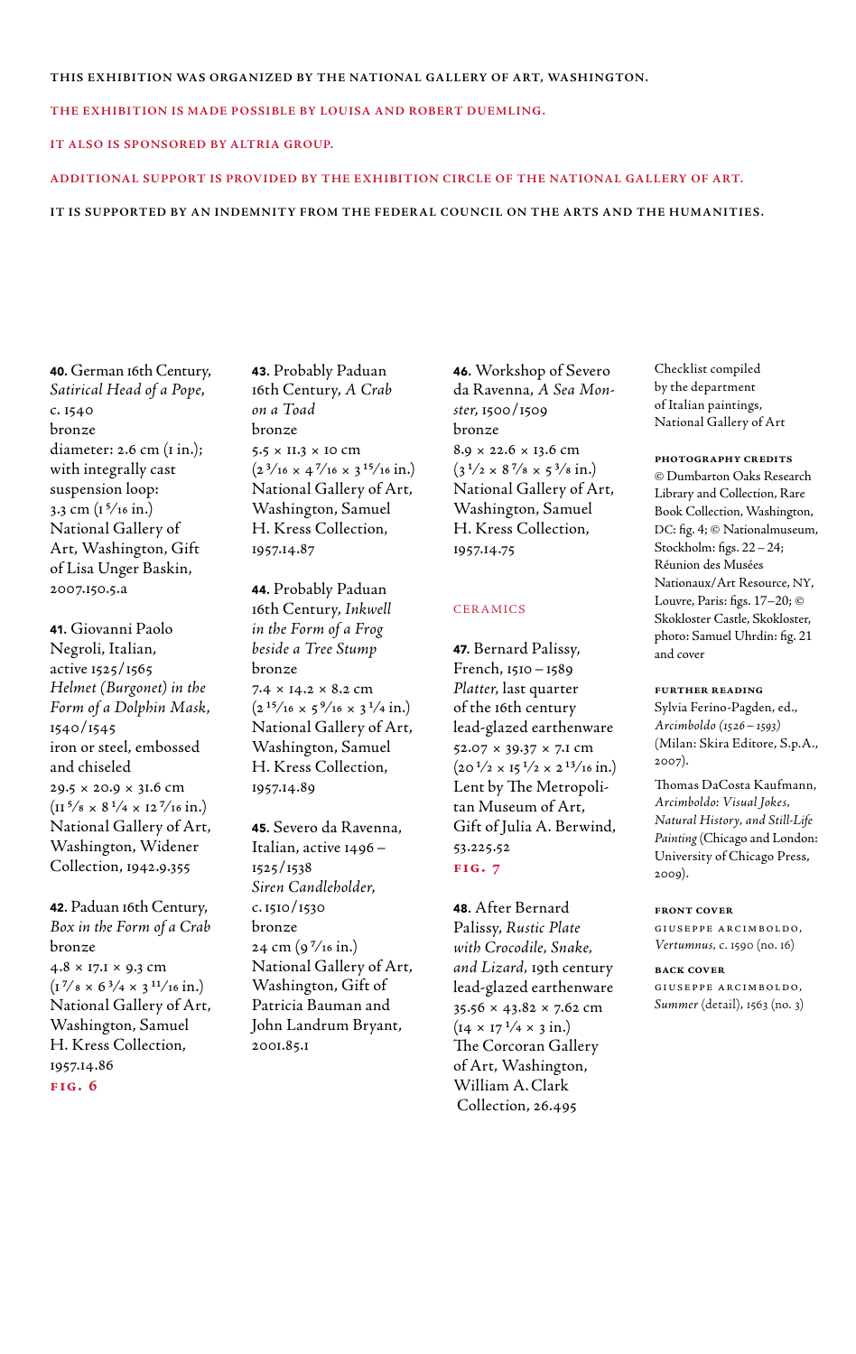THIS EXHIBITION WAS ORGANIZED BY THE NATIONAL GALLERY OF ART, WASHINGTON.

THE EXHIBITION IS MADE POSSIBLE BY LOUISA AND ROBERT DUEMLING.

IT ALSO IS SPONSORED BY ALTRIA GROUP.

ADDITIONAL SUPPORT IS PROVIDED BY THE EXHIBITION CIRCLE OF THE NATIONAL GALLERY OF ART.

IT IS SUPPORTED BY AN INDEMNITY FROM THE FEDERAL COUNCIL ON THE ARTS AND THE HUMANITIES.

**40.** German 16th Century, *Satirical Head of a Pope*, c. 1540
bronze
diameter: 2.6 cm (1 in.); with integrally cast suspension loop: 3.3 cm (1 5/16 in.)
National Gallery of Art, Washington, Gift of Lisa Unger Baskin, 2007.150.5.a

**41.** Giovanni Paolo Negroli, Italian, active 1525/1565
*Helmet (Burgonet) in the Form of a Dolphin Mask*, 1540/1545
iron or steel, embossed and chiseled
29.5 × 20.9 × 31.6 cm (11 5/8 × 8 1/4 × 12 7/16 in.)
National Gallery of Art, Washington, Widener Collection, 1942.9.355

**42.** Paduan 16th Century, *Box in the Form of a Crab*
bronze
4.8 × 17.1 × 9.3 cm (1 7/8 × 6 3/4 × 3 11/16 in.)
National Gallery of Art, Washington, Samuel H. Kress Collection, 1957.14.86
FIG. 6

**43.** Probably Paduan 16th Century, *A Crab on a Toad*
bronze
5.5 × 11.3 × 10 cm (2 3/16 × 4 7/16 × 3 15/16 in.)
National Gallery of Art, Washington, Samuel H. Kress Collection, 1957.14.87

**44.** Probably Paduan 16th Century, *Inkwell in the Form of a Frog beside a Tree Stump*
bronze
7.4 × 14.2 × 8.2 cm (2 15/16 × 5 9/16 × 3 1/4 in.)
National Gallery of Art, Washington, Samuel H. Kress Collection, 1957.14.89

**45.** Severo da Ravenna, Italian, active 1496 – 1525/1538
*Siren Candleholder*, c. 1510/1530
bronze
24 cm (9 7/16 in.)
National Gallery of Art, Washington, Gift of Patricia Bauman and John Landrum Bryant, 2001.85.1

**46.** Workshop of Severo da Ravenna, *A Sea Monster*, 1500/1509
bronze
8.9 × 22.6 × 13.6 cm (3 1/2 × 8 7/8 × 5 3/8 in.)
National Gallery of Art, Washington, Samuel H. Kress Collection, 1957.14.75

## CERAMICS

**47.** Bernard Palissy, French, 1510 – 1589
*Platter*, last quarter of the 16th century
lead-glazed earthenware
52.07 × 39.37 × 7.1 cm (20 1/2 × 15 1/2 × 2 13/16 in.)
Lent by The Metropolitan Museum of Art, Gift of Julia A. Berwind, 53.225.52
FIG. 7

**48.** After Bernard Palissy, *Rustic Plate with Crocodile, Snake, and Lizard*, 19th century
lead-glazed earthenware
35.56 × 43.82 × 7.62 cm (14 × 17 1/4 × 3 in.)
The Corcoran Gallery of Art, Washington, William A. Clark Collection, 26.495

Checklist compiled by the department of Italian paintings, National Gallery of Art

**PHOTOGRAPHY CREDITS**

© Dumbarton Oaks Research Library and Collection, Rare Book Collection, Washington, DC: fig. 4; © Nationalmuseum, Stockholm: figs. 22 – 24; Réunion des Musées Nationaux/Art Resource, NY, Louvre, Paris: figs. 17–20; © Skokloster Castle, Skokloster, photo: Samuel Uhrdin: fig. 21 and cover

**FURTHER READING**

Sylvia Ferino-Pagden, ed., *Arcimboldo (1526 – 1593)* (Milan: Skira Editore, S.p.A., 2007).

Thomas DaCosta Kaufmann, *Arcimboldo: Visual Jokes, Natural History, and Still-Life Painting* (Chicago and London: University of Chicago Press, 2009).

**FRONT COVER**

GIUSEPPE ARCIMBOLDO, *Vertumnus*, c. 1590 (no. 16)

**BACK COVER**

GIUSEPPE ARCIMBOLDO, *Summer* (detail), 1563 (no. 3)